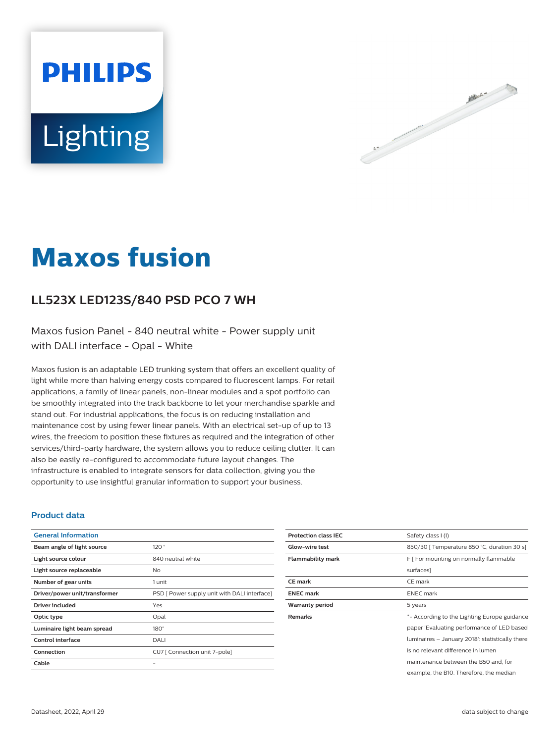PHILIPS

Lighting

# Maxos fusion

## LL523X LED123S/840 PSD PCO 7 WH

Maxos fusion Panel - 840 neutral white - Power supply unit with DALI interface - Opal - White

Maxos fusion is an adaptable LED trunking system that offers an excellent quality of light while more than halving energy costs compared to fluorescent lamps. For retail applications, a family of linear panels, non-linear modules and a spot portfolio can be smoothly integrated into the track backbone to let your merchandise sparkle and stand out. For industrial applications, the focus is on reducing installation and maintenance cost by using fewer linear panels. With an electrical set-up of up to 13 wires, the freedom to position these fixtures as required and the integration of other services/third-party hardware, the system allows you to reduce ceiling clutter. It can also be easily re-configured to accommodate future layout changes. The infrastructure is enabled to integrate sensors for data collection, giving you the opportunity to use insightful granular information to support your business.

### Product data

| General Information | |
|---|---|
| **Beam angle of light source** | 120 ° |
| **Light source colour** | 840 neutral white |
| **Light source replaceable** | No |
| **Number of gear units** | 1 unit |
| **Driver/power unit/transformer** | PSD [ Power supply unit with DALI interface] |
| **Driver included** | Yes |
| **Optic type** | Opal |
| **Luminaire light beam spread** | 180° |
| **Control interface** | DALI |
| **Connection** | CU7 [ Connection unit 7-pole] |
| **Cable** | - |

| | |
|---|---|
| **Protection class IEC** | Safety class I (I) |
| **Glow-wire test** | 850/30 [ Temperature 850 °C, duration 30 s] |
| **Flammability mark** | F [ For mounting on normally flammable surfaces] |
| **CE mark** | CE mark |
| **ENEC mark** | ENEC mark |
| **Warranty period** | 5 years |
| **Remarks** | *- According to the Lighting Europe guidance paper 'Evaluating performance of LED based luminaires – January 2018': statistically there is no relevant difference in lumen maintenance between the B50 and, for example, the B10. Therefore, the median |

Datasheet, 2022, April 29

data subject to change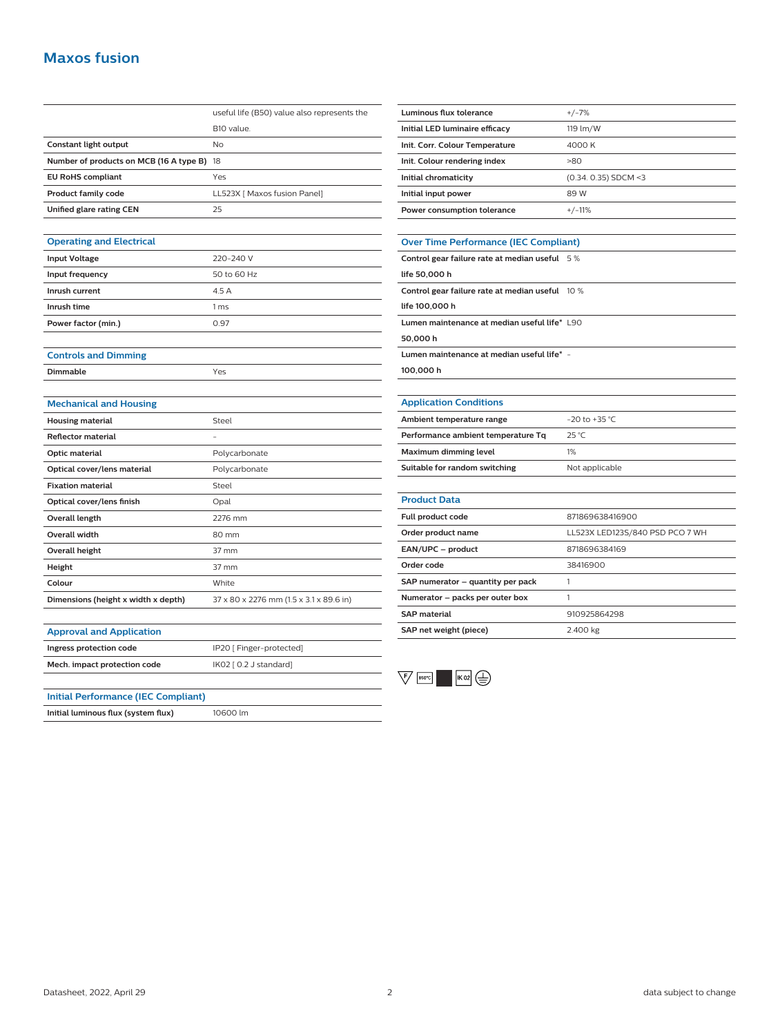# Maxos fusion

| | |
|---|---|
| | useful life (B50) value also represents the B10 value. |
| **Constant light output** | No |
| **Number of products on MCB (16 A type B)** | 18 |
| **EU RoHS compliant** | Yes |
| **Product family code** | LL523X [ Maxos fusion Panel] |
| **Unified glare rating CEN** | 25 |

## Operating and Electrical

| | |
|---|---|
| **Input Voltage** | 220-240 V |
| **Input frequency** | 50 to 60 Hz |
| **Inrush current** | 4.5 A |
| **Inrush time** | 1 ms |
| **Power factor (min.)** | 0.97 |

## Controls and Dimming

| | |
|---|---|
| **Dimmable** | Yes |

## Mechanical and Housing

| | |
|---|---|
| **Housing material** | Steel |
| **Reflector material** | - |
| **Optic material** | Polycarbonate |
| **Optical cover/lens material** | Polycarbonate |
| **Fixation material** | Steel |
| **Optical cover/lens finish** | Opal |
| **Overall length** | 2276 mm |
| **Overall width** | 80 mm |
| **Overall height** | 37 mm |
| **Height** | 37 mm |
| **Colour** | White |
| **Dimensions (height x width x depth)** | 37 x 80 x 2276 mm (1.5 x 3.1 x 89.6 in) |

## Approval and Application

| | |
|---|---|
| **Ingress protection code** | IP20 [ Finger-protected] |
| **Mech. impact protection code** | IK02 [ 0.2 J standard] |

## Initial Performance (IEC Compliant)

| | |
|---|---|
| **Initial luminous flux (system flux)** | 10600 lm |
| **Luminous flux tolerance** | +/-7% |
| **Initial LED luminaire efficacy** | 119 lm/W |
| **Init. Corr. Colour Temperature** | 4000 K |
| **Init. Colour rendering index** | >80 |
| **Initial chromaticity** | (0.34. 0.35) SDCM <3 |
| **Initial input power** | 89 W |
| **Power consumption tolerance** | +/-11% |

## Over Time Performance (IEC Compliant)

| | |
|---|---|
| **Control gear failure rate at median useful life 50,000 h** | 5 % |
| **Control gear failure rate at median useful life 100,000 h** | 10 % |
| **Lumen maintenance at median useful life* 50,000 h** | L90 |
| **Lumen maintenance at median useful life* 100,000 h** | - |

## Application Conditions

| | |
|---|---|
| **Ambient temperature range** | -20 to +35 °C |
| **Performance ambient temperature Tq** | 25 °C |
| **Maximum dimming level** | 1% |
| **Suitable for random switching** | Not applicable |

## Product Data

| | |
|---|---|
| **Full product code** | 871869638416900 |
| **Order product name** | LL523X LED123S/840 PSD PCO 7 WH |
| **EAN/UPC – product** | 8718696384169 |
| **Order code** | 38416900 |
| **SAP numerator – quantity per pack** | 1 |
| **Numerator – packs per outer box** | 1 |
| **SAP material** | 910925864298 |
| **SAP net weight (piece)** | 2.400 kg |

850°C IK 02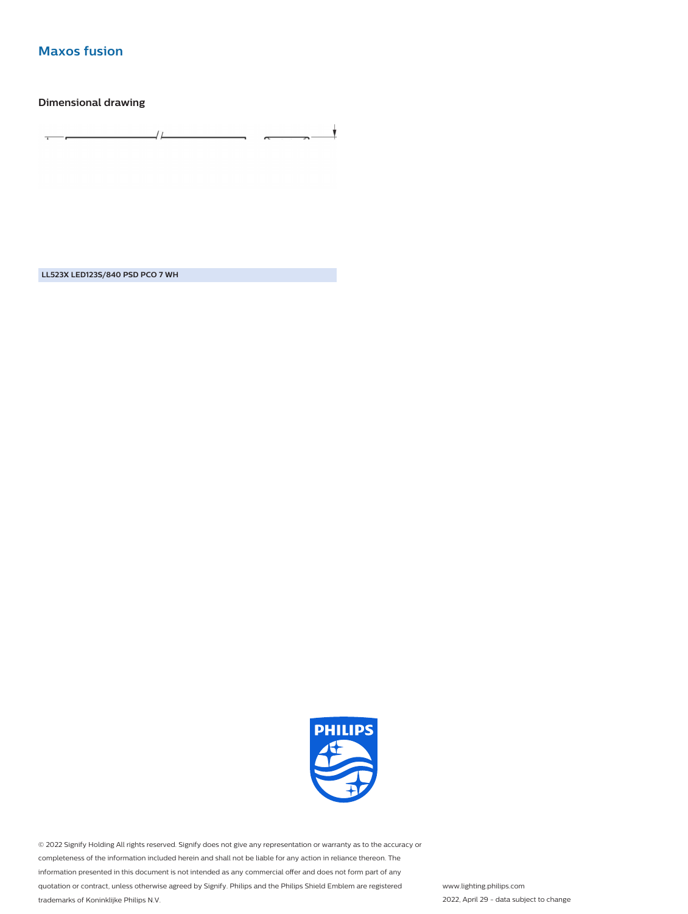## Maxos fusion

### Dimensional drawing

**LL523X LED123S/840 PSD PCO 7 WH**

© 2022 Signify Holding All rights reserved. Signify does not give any representation or warranty as to the accuracy or completeness of the information included herein and shall not be liable for any action in reliance thereon. The information presented in this document is not intended as any commercial offer and does not form part of any quotation or contract, unless otherwise agreed by Signify. Philips and the Philips Shield Emblem are registered trademarks of Koninklijke Philips N.V.

www.lighting.philips.com

2022, April 29 - data subject to change